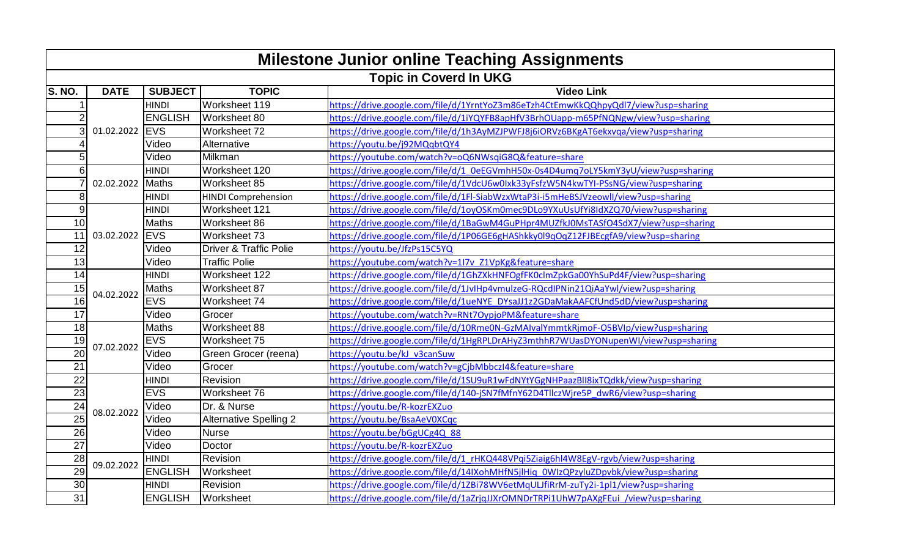# Milestone Junior online Teaching Assignments

## Topic in Coverd In UKG

| S. NO. | DATE | SUBJECT | TOPIC | Video Link |
|---|---|---|---|---|
| 1 | 01.02.2022 | HINDI | Worksheet 119 | https://drive.google.com/file/d/1YrntYoZ3m86eTzh4CtEmwKkQQhpyQdl7/view?usp=sharing |
| 2 | | ENGLISH | Worksheet 80 | https://drive.google.com/file/d/1iYQYFB8apHfV3BrhOUapp-m65PfNQNgw/view?usp=sharing |
| 3 | | EVS | Worksheet 72 | https://drive.google.com/file/d/1h3AyMZJPWFJ8j6iORVz6BKgAT6ekxvqa/view?usp=sharing |
| 4 | | Video | Alternative | https://youtu.be/j92MQqbtQY4 |
| 5 | | Video | Milkman | https://youtube.com/watch?v=oQ6NWsqiG8Q&feature=share |
| 6 | 02.02.2022 | HINDI | Worksheet 120 | https://drive.google.com/file/d/1_0eEGVmhH50x-0s4D4umq7oLY5kmY3yU/view?usp=sharing |
| 7 | | Maths | Worksheet 85 | https://drive.google.com/file/d/1VdcU6w0Ixk33yFsfzW5N4kwTYI-PSsNG/view?usp=sharing |
| 8 | | HINDI | HINDI Comprehension | https://drive.google.com/file/d/1Fl-SiabWzxWtaP3i-i5mHeBSJVzeowll/view?usp=sharing |
| 9 | 03.02.2022 | HINDI | Worksheet 121 | https://drive.google.com/file/d/1oyOSKm0mec9DLo9YXuUsUfYi8IdXZQ70/view?usp=sharing |
| 10 | | Maths | Worksheet 86 | https://drive.google.com/file/d/1BaGwM4GuPHpr4MUZfkJ0MsTASfO4SdX7/view?usp=sharing |
| 11 | | EVS | Worksheet 73 | https://drive.google.com/file/d/1P06GE6gHAShkky0l9qOqZ12FJBEcgfA9/view?usp=sharing |
| 12 | | Video | Driver & Traffic Polie | https://youtu.be/JfzPs15C5YQ |
| 13 | | Video | Traffic Polie | https://youtube.com/watch?v=1I7v_Z1VpKg&feature=share |
| 14 | 04.02.2022 | HINDI | Worksheet 122 | https://drive.google.com/file/d/1GhZXkHNFOgfFK0clmZpkGa00YhSuPd4F/view?usp=sharing |
| 15 | | Maths | Worksheet 87 | https://drive.google.com/file/d/1JvIHp4vmulzeG-RQcdIPNin21QiAaYwl/view?usp=sharing |
| 16 | | EVS | Worksheet 74 | https://drive.google.com/file/d/1ueNYE_DYsaJJ1z2GDaMakAAFCfUnd5dD/view?usp=sharing |
| 17 | | Video | Grocer | https://youtube.com/watch?v=RNt7OypjoPM&feature=share |
| 18 | 07.02.2022 | Maths | Worksheet 88 | https://drive.google.com/file/d/10Rme0N-GzMAIvalYmmtkRjmoF-O5BVlp/view?usp=sharing |
| 19 | | EVS | Worksheet 75 | https://drive.google.com/file/d/1HgRPLDrAHyZ3mthhR7WUasDYONupenWI/view?usp=sharing |
| 20 | | Video | Green Grocer (reena) | https://youtu.be/kJ_v3canSuw |
| 21 | | Video | Grocer | https://youtube.com/watch?v=gCjbMbbczI4&feature=share |
| 22 | 08.02.2022 | HINDI | Revision | https://drive.google.com/file/d/1SU9uR1wFdNYtYGgNHPaazBlI8ixTQdkk/view?usp=sharing |
| 23 | | EVS | Worksheet 76 | https://drive.google.com/file/d/140-jSN7fMfnY62D4TllczWjre5P_dwR6/view?usp=sharing |
| 24 | | Video | Dr. & Nurse | https://youtu.be/R-kozrEXZuo |
| 25 | | Video | Alternative Spelling 2 | https://youtu.be/BsaAeV0XCqc |
| 26 | | Video | Nurse | https://youtu.be/bGgUCg4Q_88 |
| 27 | | Video | Doctor | https://youtu.be/R-kozrEXZuo |
| 28 | 09.02.2022 | HINDI | Revision | https://drive.google.com/file/d/1_rHKQ448VPqi5Ziaig6hl4W8EgV-rgvb/view?usp=sharing |
| 29 | | ENGLISH | Worksheet | https://drive.google.com/file/d/14IXohMHfN5jlHiq_0WIzQPzyluZDpvbk/view?usp=sharing |
| 30 | | HINDI | Revision | https://drive.google.com/file/d/1ZBi78WV6etMqULJfiRrM-zuTy2i-1pl1/view?usp=sharing |
| 31 | | ENGLISH | Worksheet | https://drive.google.com/file/d/1aZrjqJJXrOMNDrTRPi1UhW7pAXgFEui_/view?usp=sharing |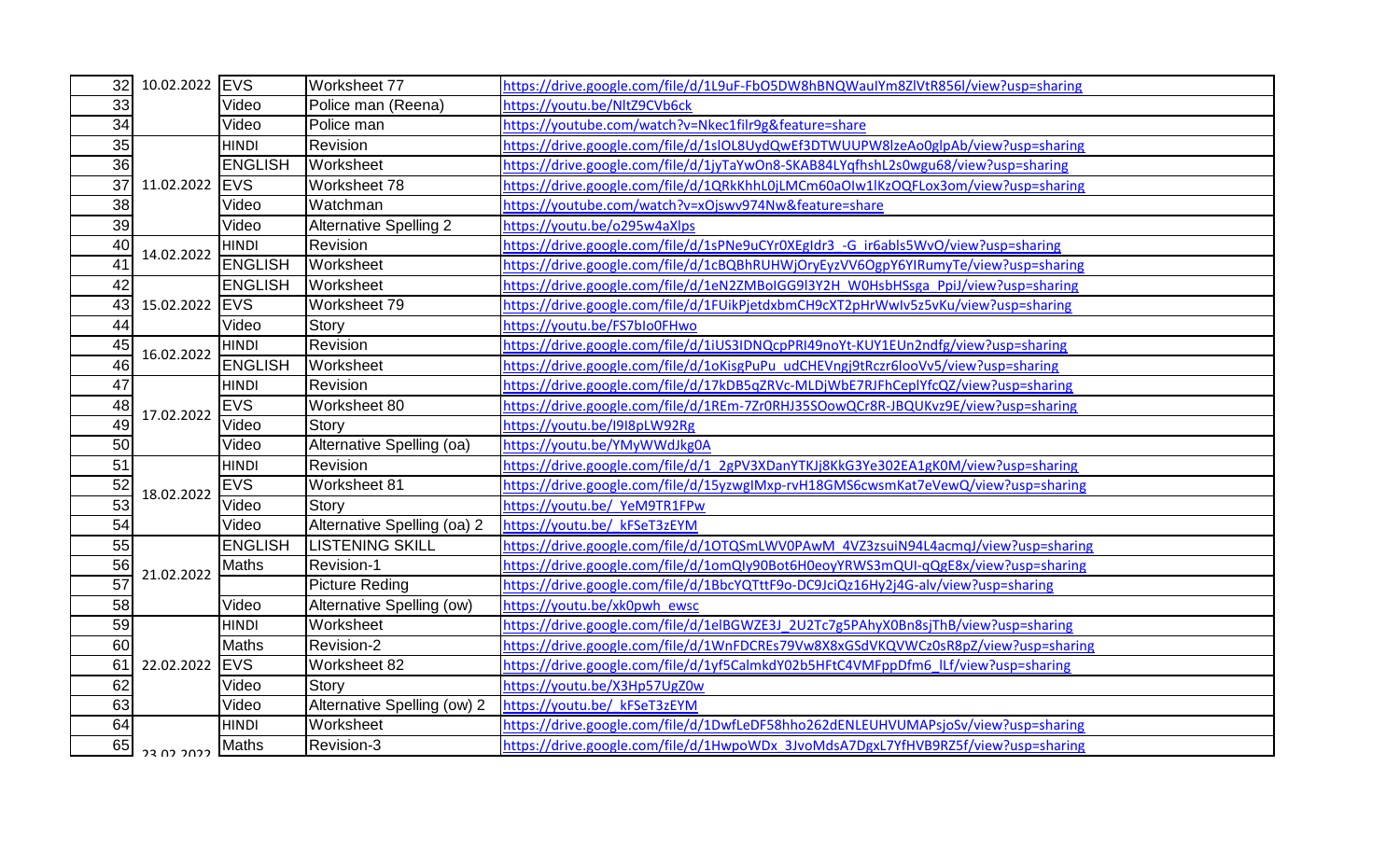| | | | | |
|---|---|---|---|---|
| 32 | 10.02.2022 | EVS | Worksheet 77 | https://drive.google.com/file/d/1L9uF-FbO5DW8hBNQWauIYm8ZlVtR856l/view?usp=sharing |
| 33 | | Video | Police man (Reena) | https://youtu.be/NltZ9CVb6ck |
| 34 | | Video | Police man | https://youtube.com/watch?v=Nkec1filr9g&feature=share |
| 35 | 11.02.2022 | HINDI | Revision | https://drive.google.com/file/d/1slOL8UydQwEf3DTWUUPW8lzeAo0glpAb/view?usp=sharing |
| 36 | | ENGLISH | Worksheet | https://drive.google.com/file/d/1jyTaYwOn8-SKAB84LYqfhshL2s0wgu68/view?usp=sharing |
| 37 | | EVS | Worksheet 78 | https://drive.google.com/file/d/1QRkKhhL0jLMCm60aOlw1lKzOQFLox3om/view?usp=sharing |
| 38 | | Video | Watchman | https://youtube.com/watch?v=xOjswv974Nw&feature=share |
| 39 | | Video | Alternative Spelling 2 | https://youtu.be/o295w4aXlps |
| 40 | 14.02.2022 | HINDI | Revision | https://drive.google.com/file/d/1sPNe9uCYr0XEgIdr3_-G_ir6abls5WvO/view?usp=sharing |
| 41 | | ENGLISH | Worksheet | https://drive.google.com/file/d/1cBQBhRUHWjOryEyzVV6OgpY6YIRumyTe/view?usp=sharing |
| 42 | 15.02.2022 | ENGLISH | Worksheet | https://drive.google.com/file/d/1eN2ZMBoIGG9l3Y2H_W0HsbHSsga_PpiJ/view?usp=sharing |
| 43 | | EVS | Worksheet 79 | https://drive.google.com/file/d/1FUikPjetdxbmCH9cXT2pHrWwIv5z5vKu/view?usp=sharing |
| 44 | | Video | Story | https://youtu.be/FS7blo0FHwo |
| 45 | 16.02.2022 | HINDI | Revision | https://drive.google.com/file/d/1iUS3IDNQcpPRI49noYt-KUY1EUn2ndfg/view?usp=sharing |
| 46 | | ENGLISH | Worksheet | https://drive.google.com/file/d/1oKisgPuPu_udCHEVngj9tRczr6looVv5/view?usp=sharing |
| 47 | 17.02.2022 | HINDI | Revision | https://drive.google.com/file/d/17kDB5qZRVc-MLDjWbE7RJFhCeplYfcQZ/view?usp=sharing |
| 48 | | EVS | Worksheet 80 | https://drive.google.com/file/d/1REm-7Zr0RHJ35SOowQCr8R-JBQUKvz9E/view?usp=sharing |
| 49 | | Video | Story | https://youtu.be/I9I8pLW92Rg |
| 50 | | Video | Alternative Spelling (oa) | https://youtu.be/YMyWWdJkg0A |
| 51 | 18.02.2022 | HINDI | Revision | https://drive.google.com/file/d/1_2gPV3XDanYTKJj8KkG3Ye302EA1gK0M/view?usp=sharing |
| 52 | | EVS | Worksheet 81 | https://drive.google.com/file/d/15yzwglMxp-rvH18GMS6cwsmKat7eVewQ/view?usp=sharing |
| 53 | | Video | Story | https://youtu.be/_YeM9TR1FPw |
| 54 | | Video | Alternative Spelling (oa) 2 | https://youtu.be/_kFSeT3zEYM |
| 55 | 21.02.2022 | ENGLISH | LISTENING SKILL | https://drive.google.com/file/d/1OTQSmLWV0PAwM_4VZ3zsuiN94L4acmqJ/view?usp=sharing |
| 56 | | Maths | Revision-1 | https://drive.google.com/file/d/1omQly90Bot6H0eoyYRWS3mQUI-qQgE8x/view?usp=sharing |
| 57 | | | Picture Reding | https://drive.google.com/file/d/1BbcYQTttF9o-DC9JciQz16Hy2j4G-alv/view?usp=sharing |
| 58 | | Video | Alternative Spelling (ow) | https://youtu.be/xk0pwh_ewsc |
| 59 | 22.02.2022 | HINDI | Worksheet | https://drive.google.com/file/d/1elBGWZE3J_2U2Tc7g5PAhyX0Bn8sjThB/view?usp=sharing |
| 60 | | Maths | Revision-2 | https://drive.google.com/file/d/1WnFDCREs79Vw8X8xGSdVKQVWCz0sR8pZ/view?usp=sharing |
| 61 | | EVS | Worksheet 82 | https://drive.google.com/file/d/1yf5CalmkdY02b5HFtC4VMFppDfm6_ILf/view?usp=sharing |
| 62 | | Video | Story | https://youtu.be/X3Hp57UgZ0w |
| 63 | | Video | Alternative Spelling (ow) 2 | https://youtu.be/_kFSeT3zEYM |
| 64 | 23.02.2022 | HINDI | Worksheet | https://drive.google.com/file/d/1DwfLeDF58hho262dENLEUHVUMAPsjoSv/view?usp=sharing |
| 65 | | Maths | Revision-3 | https://drive.google.com/file/d/1HwpoWDx_3JvoMdsA7DgxL7YfHVB9RZ5f/view?usp=sharing |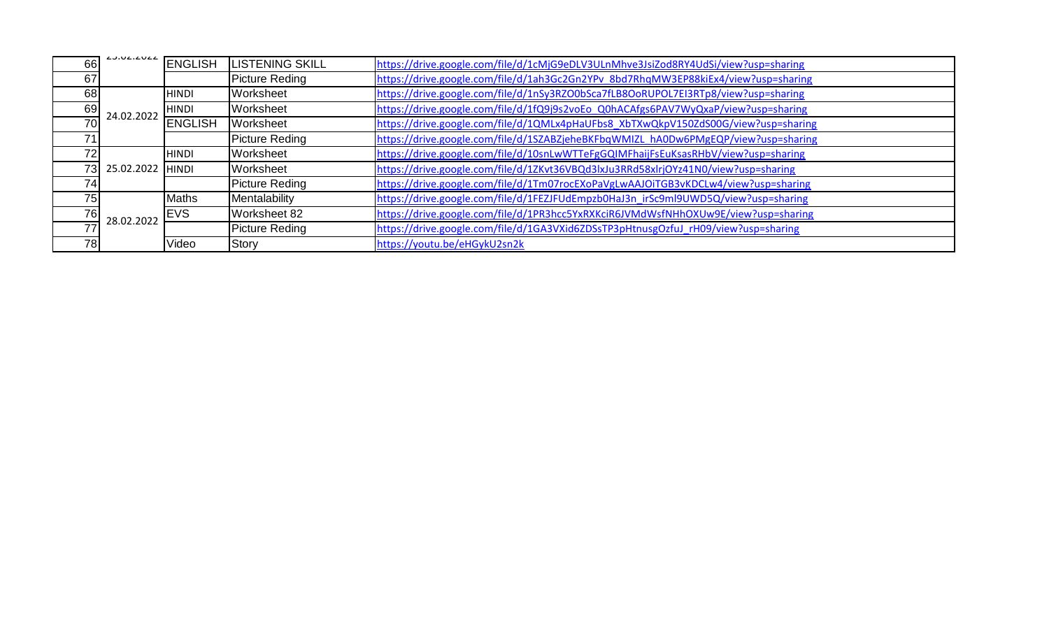| | | | | |
|---|---|---|---|---|
| 66 | 23.02.2022 | ENGLISH | LISTENING SKILL | https://drive.google.com/file/d/1cMjG9eDLV3ULnMhve3JsiZod8RY4UdSi/view?usp=sharing |
| 67 | | | Picture Reding | https://drive.google.com/file/d/1ah3Gc2Gn2YPv_8bd7RhqMW3EP88kiEx4/view?usp=sharing |
| 68 | 24.02.2022 | HINDI | Worksheet | https://drive.google.com/file/d/1nSy3RZO0bSca7fLB8OoRUPOL7EI3RTp8/view?usp=sharing |
| 69 | | HINDI | Worksheet | https://drive.google.com/file/d/1fQ9j9s2voEo_Q0hACAfgs6PAV7WyQxaP/view?usp=sharing |
| 70 | | ENGLISH | Worksheet | https://drive.google.com/file/d/1QMLx4pHaUFbs8_XbTXwQkpV150ZdS00G/view?usp=sharing |
| 71 | | | Picture Reding | https://drive.google.com/file/d/1SZABZjeheBKFbqWMIZL_hA0Dw6PMgEQP/view?usp=sharing |
| 72 | 25.02.2022 | HINDI | Worksheet | https://drive.google.com/file/d/10snLwWTTeFgGQIMFhaijFsEuKsasRHbV/view?usp=sharing |
| 73 | | HINDI | Worksheet | https://drive.google.com/file/d/1ZKvt36VBQd3lxJu3RRd58xlrjOYz41N0/view?usp=sharing |
| 74 | | | Picture Reding | https://drive.google.com/file/d/1Tm07rocEXoPaVgLwAAJOiTGB3vKDCLw4/view?usp=sharing |
| 75 | 28.02.2022 | Maths | Mentalability | https://drive.google.com/file/d/1FEZJFUdEmpzb0HaJ3n_irSc9ml9UWD5Q/view?usp=sharing |
| 76 | | EVS | Worksheet 82 | https://drive.google.com/file/d/1PR3hcc5YxRXKciR6JVMdWsfNHhOXUw9E/view?usp=sharing |
| 77 | | | Picture Reding | https://drive.google.com/file/d/1GA3VXid6ZDSsTP3pHtnusgOzfuJ_rH09/view?usp=sharing |
| 78 | | Video | Story | https://youtu.be/eHGykU2sn2k |